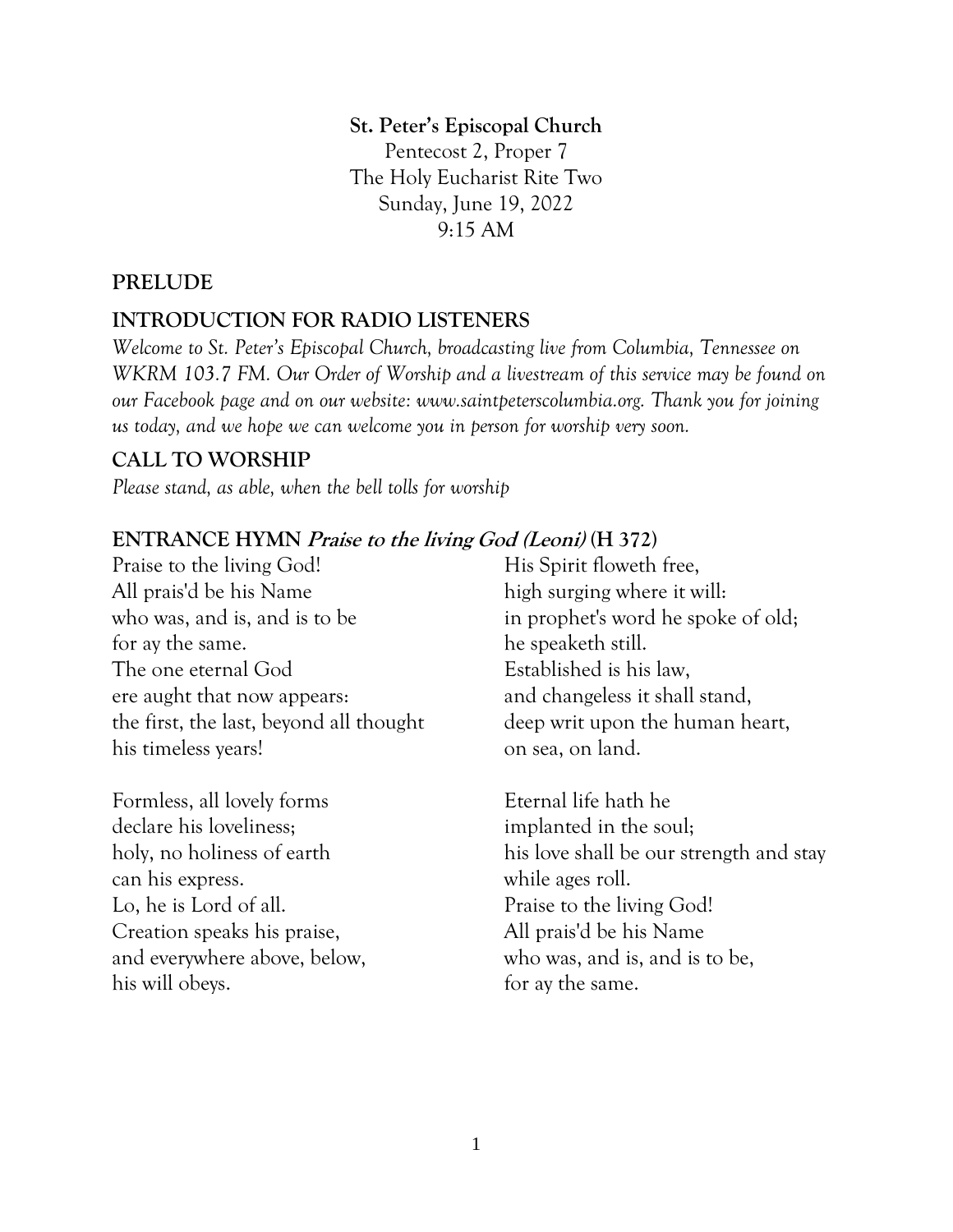**St. Peter's Episcopal Church**
Pentecost 2, Proper 7
The Holy Eucharist Rite Two
Sunday, June 19, 2022
9:15 AM

## PRELUDE

## INTRODUCTION FOR RADIO LISTENERS

*Welcome to St. Peter's Episcopal Church, broadcasting live from Columbia, Tennessee on WKRM 103.7 FM. Our Order of Worship and a livestream of this service may be found on our Facebook page and on our website: www.saintpeterscolumbia.org. Thank you for joining us today, and we hope we can welcome you in person for worship very soon.*

## CALL TO WORSHIP

*Please stand, as able, when the bell tolls for worship*

## ENTRANCE HYMN *Praise to the living God (Leoni)* (H 372)

Praise to the living God!
All prais'd be his Name
who was, and is, and is to be
for ay the same.
The one eternal God
ere aught that now appears:
the first, the last, beyond all thought
his timeless years!

Formless, all lovely forms
declare his loveliness;
holy, no holiness of earth
can his express.
Lo, he is Lord of all.
Creation speaks his praise,
and everywhere above, below,
his will obeys.

His Spirit floweth free,
high surging where it will:
in prophet's word he spoke of old;
he speaketh still.
Established is his law,
and changeless it shall stand,
deep writ upon the human heart,
on sea, on land.

Eternal life hath he
implanted in the soul;
his love shall be our strength and stay
while ages roll.
Praise to the living God!
All prais'd be his Name
who was, and is, and is to be,
for ay the same.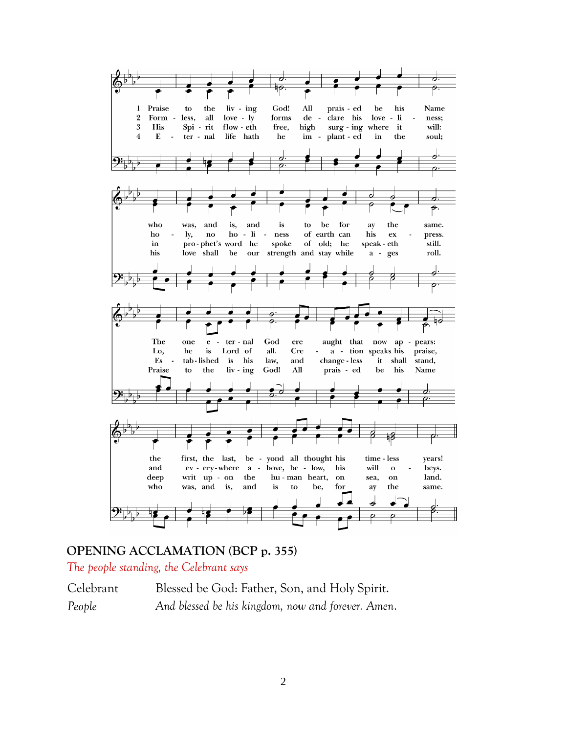1 Praise to the living God! All praised be his Name who was, and is, and is to be for ay the same. The one eternal God ere aught that now appears: the first, the last, beyond all thought his timeless years!

2 Formless, all lovely forms declare his loveliness; holy, no holiness of earth can his express. Lo, he is Lord of all. Creation speaks his praise, and everywhere above, below, his will obeys.

3 His Spirit floweth free, high surging where it will: in prophet's word he spoke of old; he speaketh still. Established is his law, and changeless it shall stand, deep writ upon the human heart, on sea, on land.

4 Eternal life hath he implanted in the soul; his love shall be our strength and stay while ages roll. Praise to the living God! All praised be his Name who was, and is, and is to be, for ay the same.

## OPENING ACCLAMATION (BCP p. 355)

*The people standing, the Celebrant says*

Celebrant Blessed be God: Father, Son, and Holy Spirit.

*People And blessed be his kingdom, now and forever. Amen.*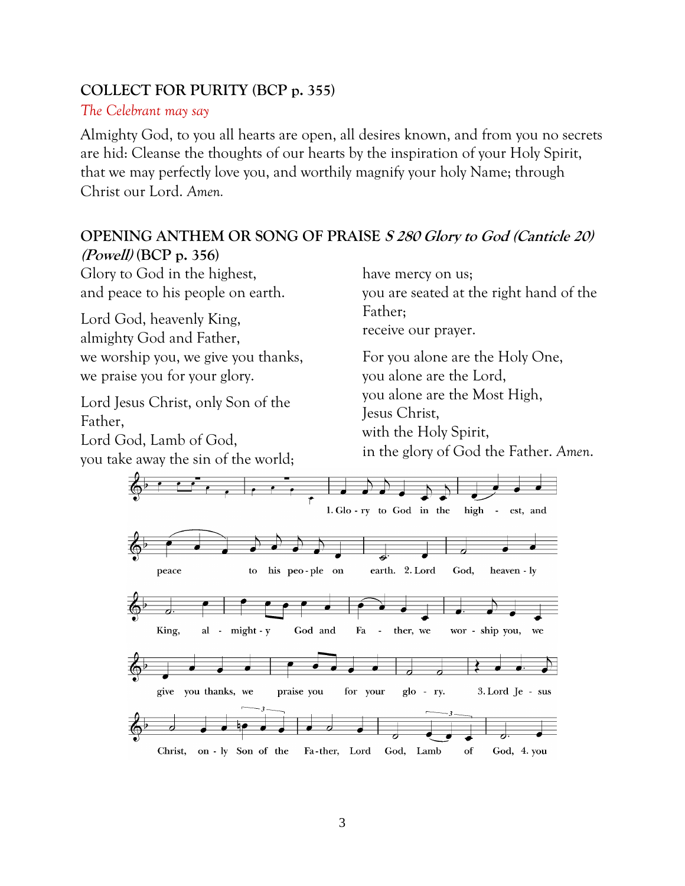## COLLECT FOR PURITY (BCP p. 355)

*The Celebrant may say*

Almighty God, to you all hearts are open, all desires known, and from you no secrets are hid: Cleanse the thoughts of our hearts by the inspiration of your Holy Spirit, that we may perfectly love you, and worthily magnify your holy Name; through Christ our Lord. *Amen.*

## OPENING ANTHEM OR SONG OF PRAISE *S 280 Glory to God (Canticle 20) (Powell)* (BCP p. 356)

Glory to God in the highest,
and peace to his people on earth.

Lord God, heavenly King,
almighty God and Father,
we worship you, we give you thanks,
we praise you for your glory.

Lord Jesus Christ, only Son of the Father,
Lord God, Lamb of God,
you take away the sin of the world;
have mercy on us;
you are seated at the right hand of the Father;
receive our prayer.

For you alone are the Holy One,
you alone are the Lord,
you alone are the Most High,
Jesus Christ,
with the Holy Spirit,
in the glory of God the Father. *Amen.*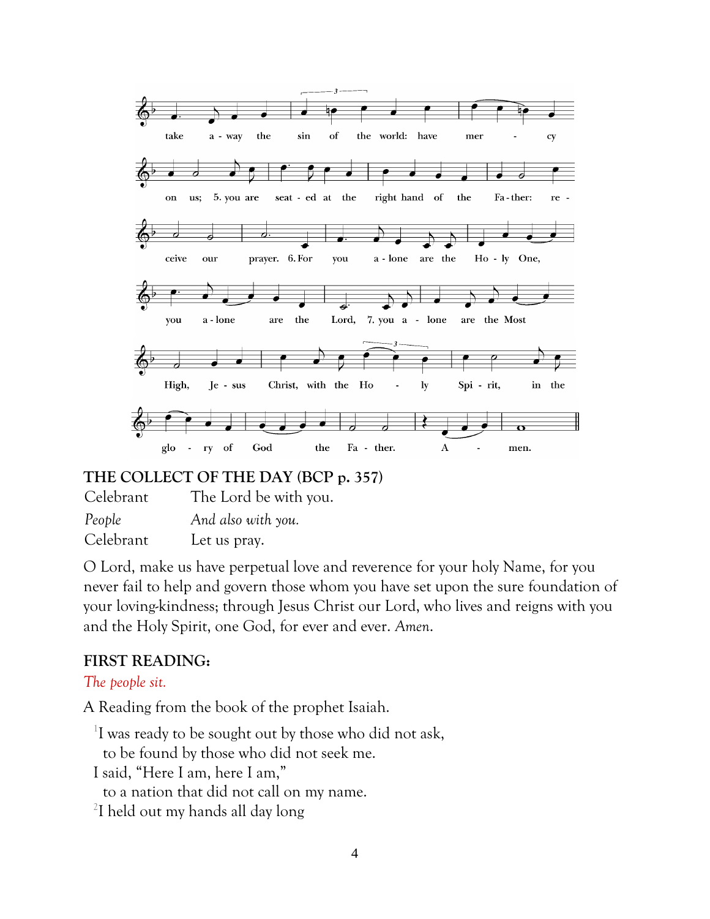take away the sin of the world: have mercy on us; 5. you are seated at the right hand of the Father: receive our prayer. 6. For you alone are the Holy One, you alone are the Lord, 7. you alone are the Most High, Jesus Christ, with the Holy Spirit, in the glory of God the Father. Amen.

## THE COLLECT OF THE DAY (BCP p. 357)

Celebrant The Lord be with you.
*People* *And also with you.*
Celebrant Let us pray.

O Lord, make us have perpetual love and reverence for your holy Name, for you never fail to help and govern those whom you have set upon the sure foundation of your loving-kindness; through Jesus Christ our Lord, who lives and reigns with you and the Holy Spirit, one God, for ever and ever. *Amen.*

## FIRST READING:

*The people sit.*

A Reading from the book of the prophet Isaiah.

[1]I was ready to be sought out by those who did not ask,
  to be found by those who did not seek me.
I said, "Here I am, here I am,"
  to a nation that did not call on my name.
[2]I held out my hands all day long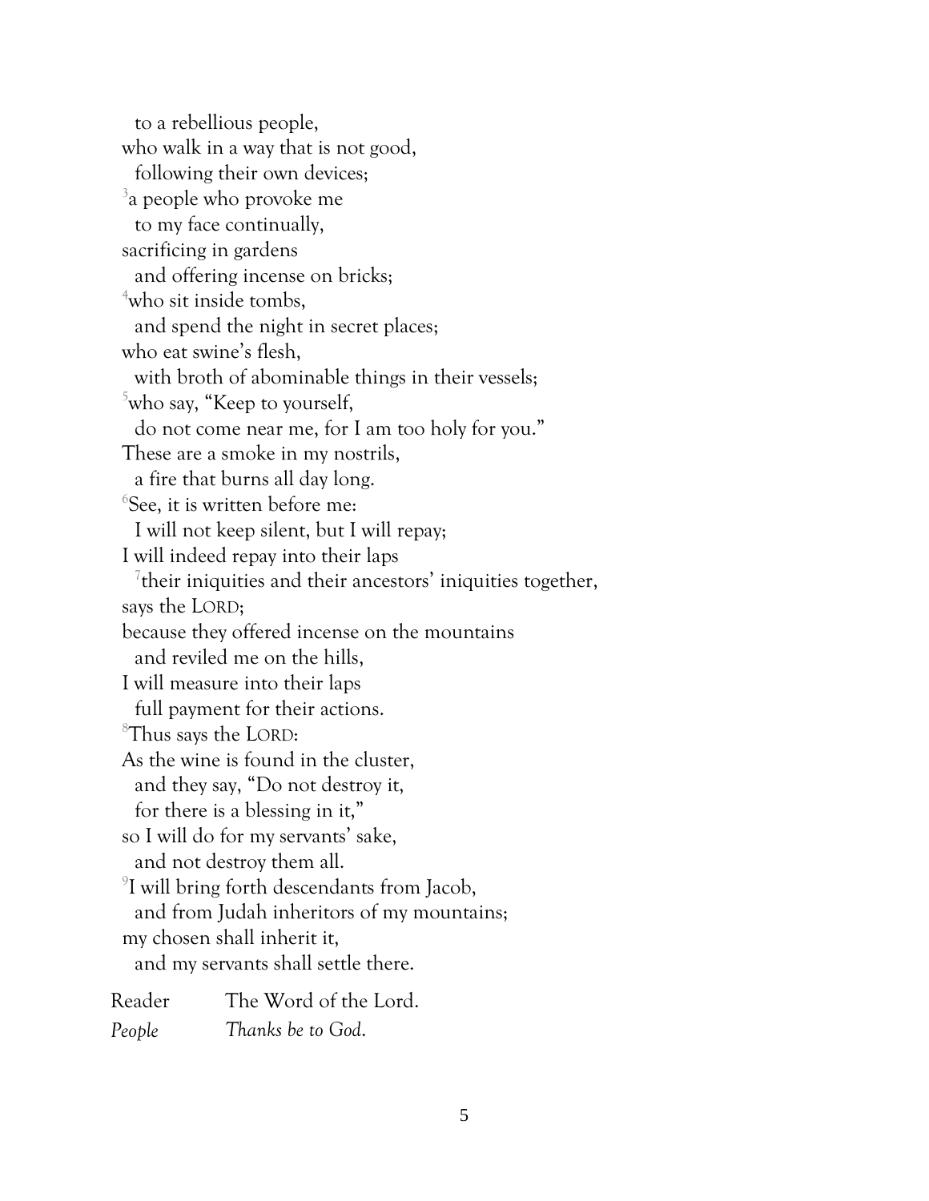to a rebellious people,
who walk in a way that is not good,
following their own devices;
[3]a people who provoke me
to my face continually,
sacrificing in gardens
and offering incense on bricks;
[4]who sit inside tombs,
and spend the night in secret places;
who eat swine's flesh,
with broth of abominable things in their vessels;
[5]who say, "Keep to yourself,
do not come near me, for I am too holy for you."
These are a smoke in my nostrils,
a fire that burns all day long.
[6]See, it is written before me:
I will not keep silent, but I will repay;
I will indeed repay into their laps
[7]their iniquities and their ancestors' iniquities together,
says the LORD;
because they offered incense on the mountains
and reviled me on the hills,
I will measure into their laps
full payment for their actions.
[8]Thus says the LORD:
As the wine is found in the cluster,
and they say, "Do not destroy it,
for there is a blessing in it,"
so I will do for my servants' sake,
and not destroy them all.
[9]I will bring forth descendants from Jacob,
and from Judah inheritors of my mountains;
my chosen shall inherit it,
and my servants shall settle there.

Reader The Word of the Lord.
*People Thanks be to God.*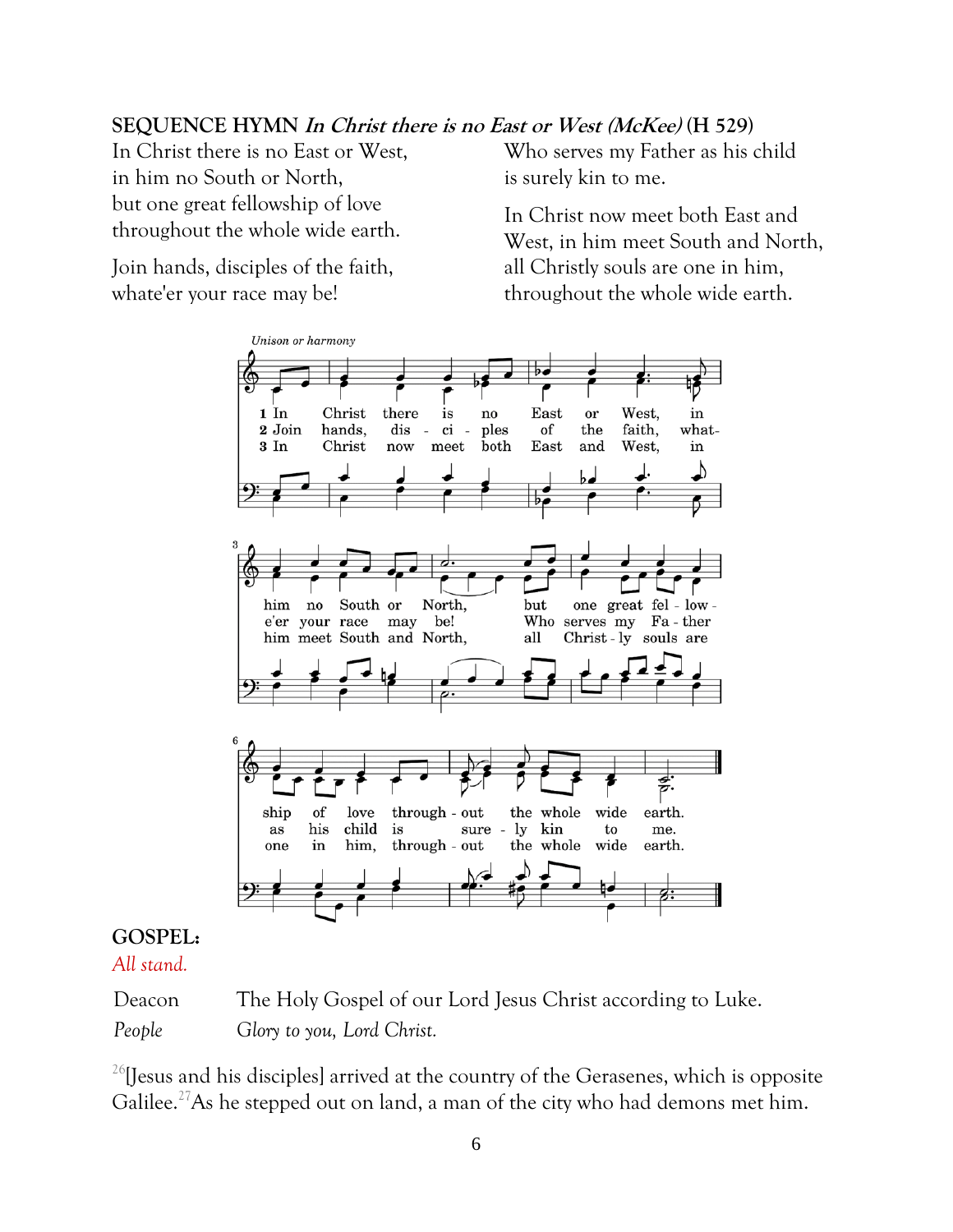**SEQUENCE HYMN *In Christ there is no East or West (McKee)* (H 529)**

In Christ there is no East or West,
in him no South or North,
but one great fellowship of love
throughout the whole wide earth.

Join hands, disciples of the faith,
whate'er your race may be!
Who serves my Father as his child
is surely kin to me.

In Christ now meet both East and West, in him meet South and North,
all Christly souls are one in him,
throughout the whole wide earth.

**GOSPEL:**

*All stand.*

Deacon The Holy Gospel of our Lord Jesus Christ according to Luke.

*People Glory to you, Lord Christ.*

[26][Jesus and his disciples] arrived at the country of the Gerasenes, which is opposite Galilee.[27]As he stepped out on land, a man of the city who had demons met him.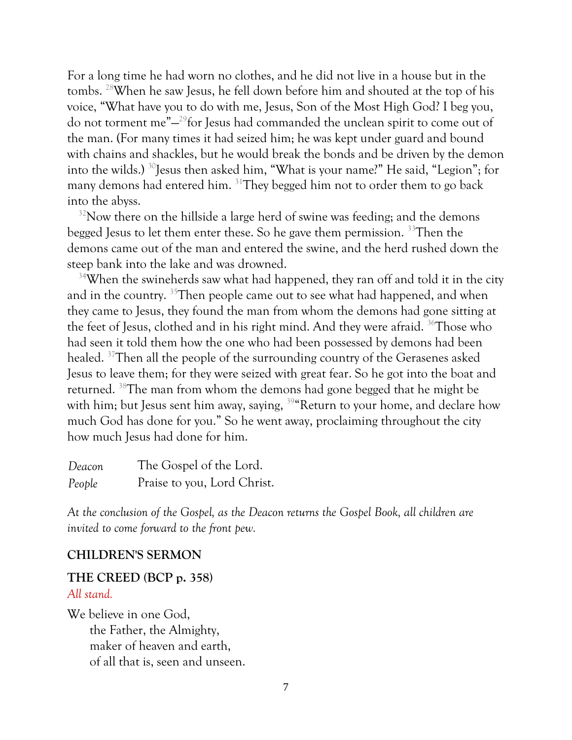For a long time he had worn no clothes, and he did not live in a house but in the tombs. [28]When he saw Jesus, he fell down before him and shouted at the top of his voice, "What have you to do with me, Jesus, Son of the Most High God? I beg you, do not torment me"—[29]for Jesus had commanded the unclean spirit to come out of the man. (For many times it had seized him; he was kept under guard and bound with chains and shackles, but he would break the bonds and be driven by the demon into the wilds.) [30]Jesus then asked him, "What is your name?" He said, "Legion"; for many demons had entered him. [31]They begged him not to order them to go back into the abyss.

[32]Now there on the hillside a large herd of swine was feeding; and the demons begged Jesus to let them enter these. So he gave them permission. [33]Then the demons came out of the man and entered the swine, and the herd rushed down the steep bank into the lake and was drowned.

[34]When the swineherds saw what had happened, they ran off and told it in the city and in the country. [35]Then people came out to see what had happened, and when they came to Jesus, they found the man from whom the demons had gone sitting at the feet of Jesus, clothed and in his right mind. And they were afraid. [36]Those who had seen it told them how the one who had been possessed by demons had been healed. [37]Then all the people of the surrounding country of the Gerasenes asked Jesus to leave them; for they were seized with great fear. So he got into the boat and returned. [38]The man from whom the demons had gone begged that he might be with him; but Jesus sent him away, saying, [39]"Return to your home, and declare how much God has done for you." So he went away, proclaiming throughout the city how much Jesus had done for him.

*Deacon* The Gospel of the Lord.
*People* Praise to you, Lord Christ.

*At the conclusion of the Gospel, as the Deacon returns the Gospel Book, all children are invited to come forward to the front pew.*

**CHILDREN'S SERMON**

**THE CREED (BCP p. 358)**
*All stand.*

We believe in one God,
 the Father, the Almighty,
 maker of heaven and earth,
 of all that is, seen and unseen.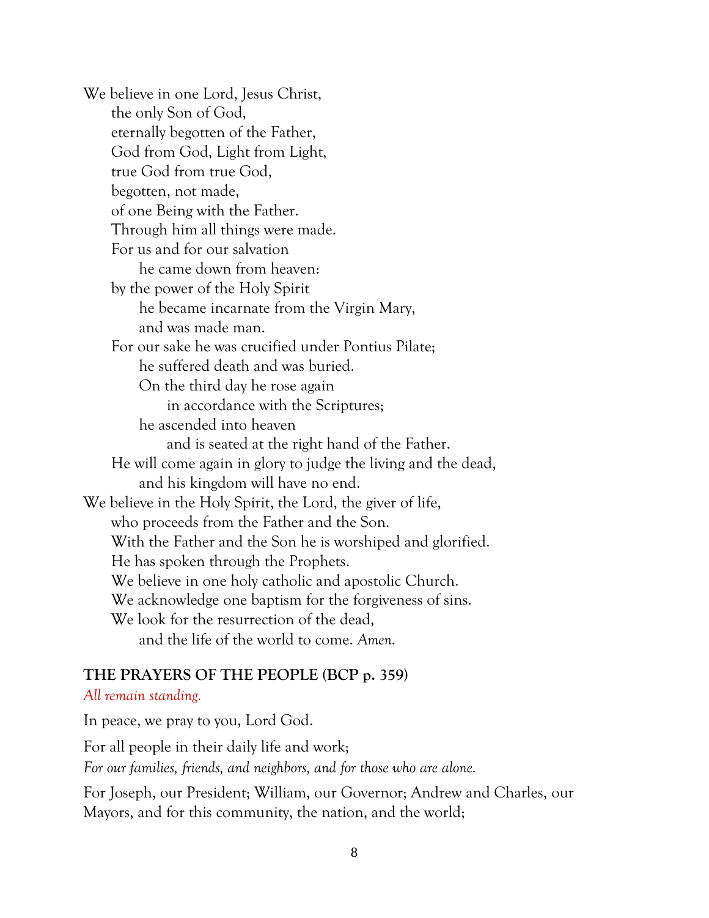We believe in one Lord, Jesus Christ,
the only Son of God,
eternally begotten of the Father,
God from God, Light from Light,
true God from true God,
begotten, not made,
of one Being with the Father.
Through him all things were made.
For us and for our salvation
he came down from heaven:
by the power of the Holy Spirit
he became incarnate from the Virgin Mary,
and was made man.
For our sake he was crucified under Pontius Pilate;
he suffered death and was buried.
On the third day he rose again
in accordance with the Scriptures;
he ascended into heaven
and is seated at the right hand of the Father.
He will come again in glory to judge the living and the dead,
and his kingdom will have no end.
We believe in the Holy Spirit, the Lord, the giver of life,
who proceeds from the Father and the Son.
With the Father and the Son he is worshiped and glorified.
He has spoken through the Prophets.
We believe in one holy catholic and apostolic Church.
We acknowledge one baptism for the forgiveness of sins.
We look for the resurrection of the dead,
and the life of the world to come. *Amen.*

**THE PRAYERS OF THE PEOPLE (BCP p. 359)**

*All remain standing.*

In peace, we pray to you, Lord God.

For all people in their daily life and work;
*For our families, friends, and neighbors, and for those who are alone.*

For Joseph, our President; William, our Governor; Andrew and Charles, our Mayors, and for this community, the nation, and the world;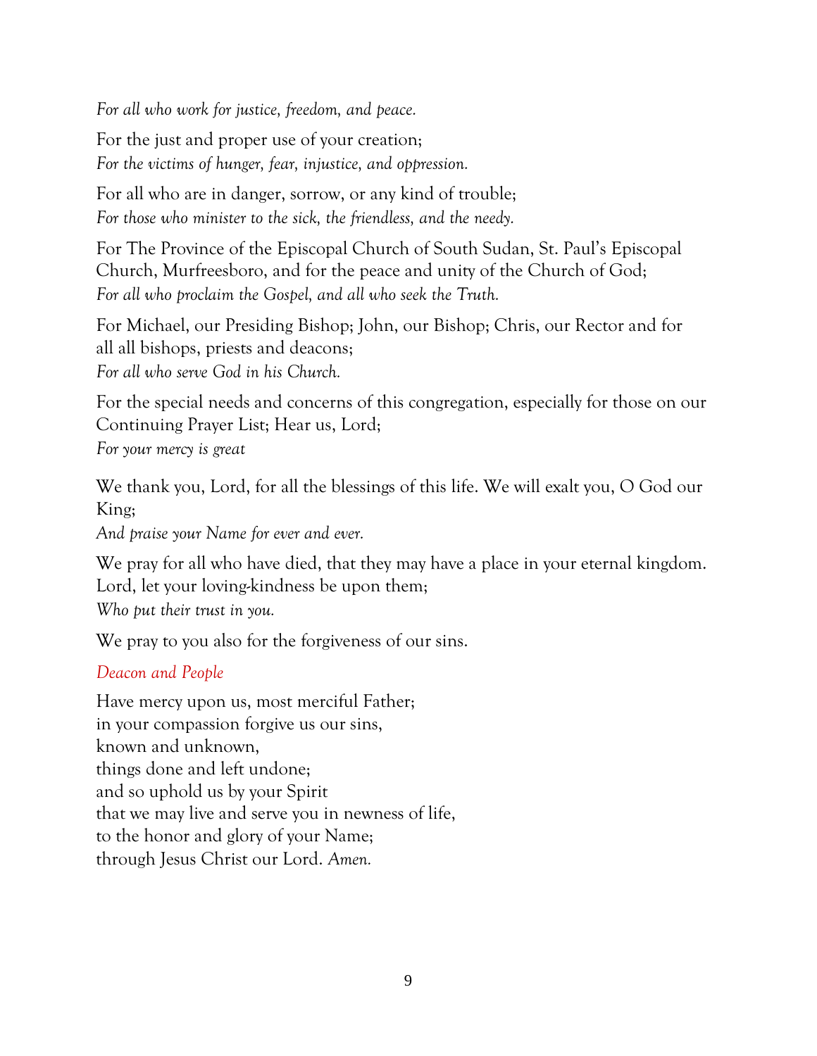*For all who work for justice, freedom, and peace.*

For the just and proper use of your creation;
*For the victims of hunger, fear, injustice, and oppression.*

For all who are in danger, sorrow, or any kind of trouble;
*For those who minister to the sick, the friendless, and the needy.*

For The Province of the Episcopal Church of South Sudan, St. Paul's Episcopal Church, Murfreesboro, and for the peace and unity of the Church of God;
*For all who proclaim the Gospel, and all who seek the Truth.*

For Michael, our Presiding Bishop; John, our Bishop; Chris, our Rector and for all all bishops, priests and deacons;
*For all who serve God in his Church.*

For the special needs and concerns of this congregation, especially for those on our Continuing Prayer List; Hear us, Lord;
*For your mercy is great*

We thank you, Lord, for all the blessings of this life. We will exalt you, O God our King;
*And praise your Name for ever and ever.*

We pray for all who have died, that they may have a place in your eternal kingdom. Lord, let your loving-kindness be upon them;
*Who put their trust in you.*

We pray to you also for the forgiveness of our sins.

*Deacon and People*

Have mercy upon us, most merciful Father;
in your compassion forgive us our sins,
known and unknown,
things done and left undone;
and so uphold us by your Spirit
that we may live and serve you in newness of life,
to the honor and glory of your Name;
through Jesus Christ our Lord. *Amen.*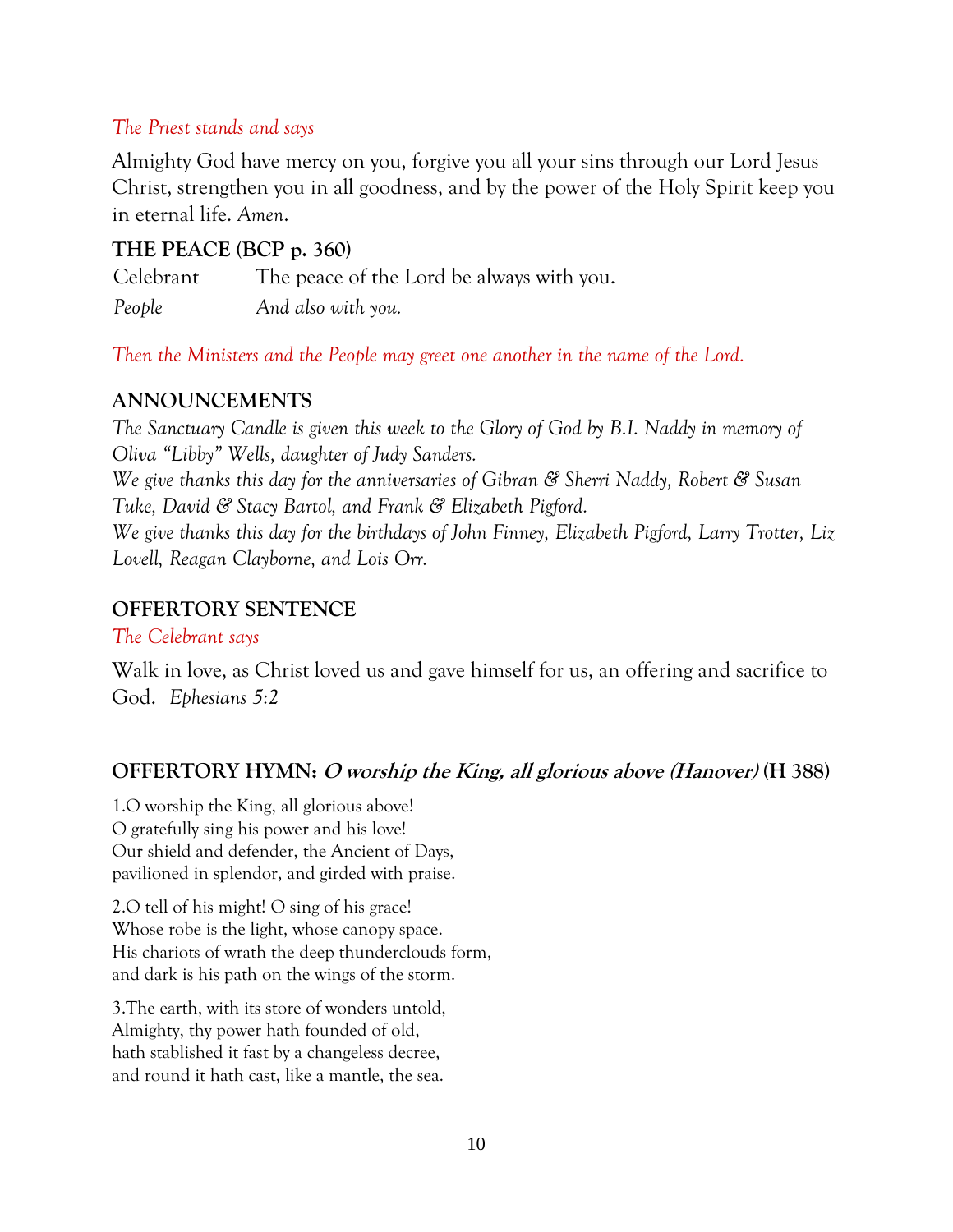*The Priest stands and says*

Almighty God have mercy on you, forgive you all your sins through our Lord Jesus Christ, strengthen you in all goodness, and by the power of the Holy Spirit keep you in eternal life. *Amen*.

**THE PEACE (BCP p. 360)**

Celebrant  The peace of the Lord be always with you.

*People*  *And also with you.*

*Then the Ministers and the People may greet one another in the name of the Lord.*

**ANNOUNCEMENTS**

*The Sanctuary Candle is given this week to the Glory of God by B.I. Naddy in memory of Oliva "Libby" Wells, daughter of Judy Sanders.*

*We give thanks this day for the anniversaries of Gibran & Sherri Naddy, Robert & Susan Tuke, David & Stacy Bartol, and Frank & Elizabeth Pigford.*

*We give thanks this day for the birthdays of John Finney, Elizabeth Pigford, Larry Trotter, Liz Lovell, Reagan Clayborne, and Lois Orr.*

**OFFERTORY SENTENCE**

*The Celebrant says*

Walk in love, as Christ loved us and gave himself for us, an offering and sacrifice to God. *Ephesians 5:2*

**OFFERTORY HYMN: *O worship the King, all glorious above (Hanover)* (H 388)**

1.O worship the King, all glorious above!
O gratefully sing his power and his love!
Our shield and defender, the Ancient of Days,
pavilioned in splendor, and girded with praise.

2.O tell of his might! O sing of his grace!
Whose robe is the light, whose canopy space.
His chariots of wrath the deep thunderclouds form,
and dark is his path on the wings of the storm.

3.The earth, with its store of wonders untold,
Almighty, thy power hath founded of old,
hath stablished it fast by a changeless decree,
and round it hath cast, like a mantle, the sea.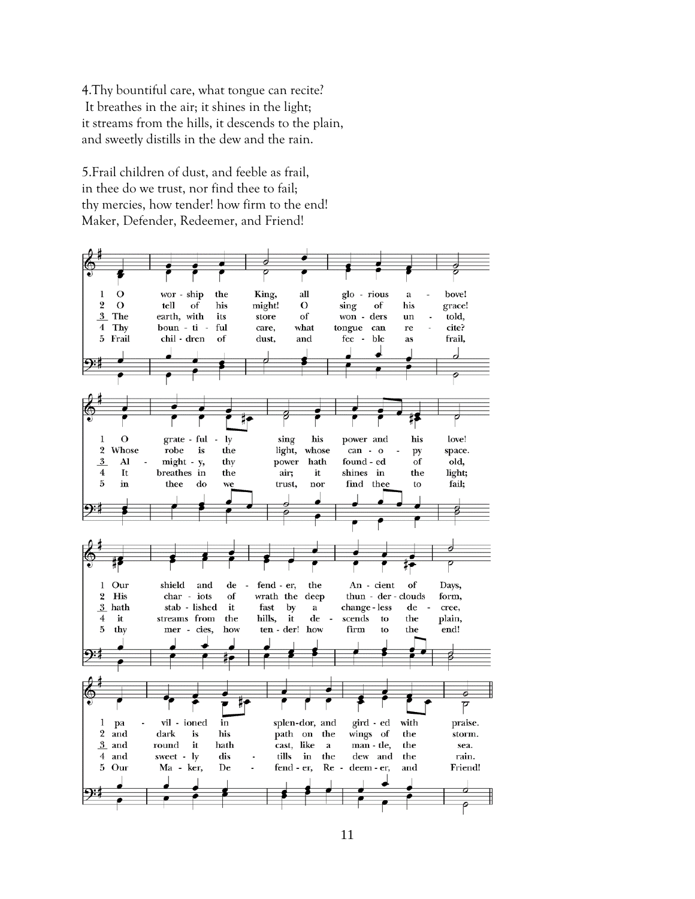4.Thy bountiful care, what tongue can recite?
It breathes in the air; it shines in the light;
it streams from the hills, it descends to the plain,
and sweetly distills in the dew and the rain.

5.Frail children of dust, and feeble as frail,
in thee do we trust, nor find thee to fail;
thy mercies, how tender! how firm to the end!
Maker, Defender, Redeemer, and Friend!

1 O wor - ship the King, all glo - rious a - bove!
2 O tell of his might! O sing of his grace!
3 The earth, with its store of won - ders un - told,
4 Thy boun - ti - ful care, what tongue can re - cite?
5 Frail chil - dren of dust, and fee - ble as frail,

1 O grate - ful - ly sing his power and his love!
2 Whose robe is the light, whose can - o - py space.
3 Al - might - y, thy power hath found - ed of old,
4 It breathes in the air; it shines in the light;
5 in thee do we trust, nor find thee to fail;

1 Our shield and de - fend - er, the An - cient of Days,
2 His char - iots of wrath the deep thun - der - clouds form,
3 hath stab - lished it fast by a change - less de - cree,
4 it streams from the hills, it de - scends to the plain,
5 thy mer - cies, how ten - der! how firm to the end!

1 pa - vil - ioned in splen-dor, and gird - ed with praise.
2 and dark is his path on the wings of the storm.
3 and round it hath cast, like a man - tle, the sea.
4 and sweet - ly dis - tills in the dew and the rain.
5 Our Ma - ker, De - fend - er, Re - deem - er, and Friend!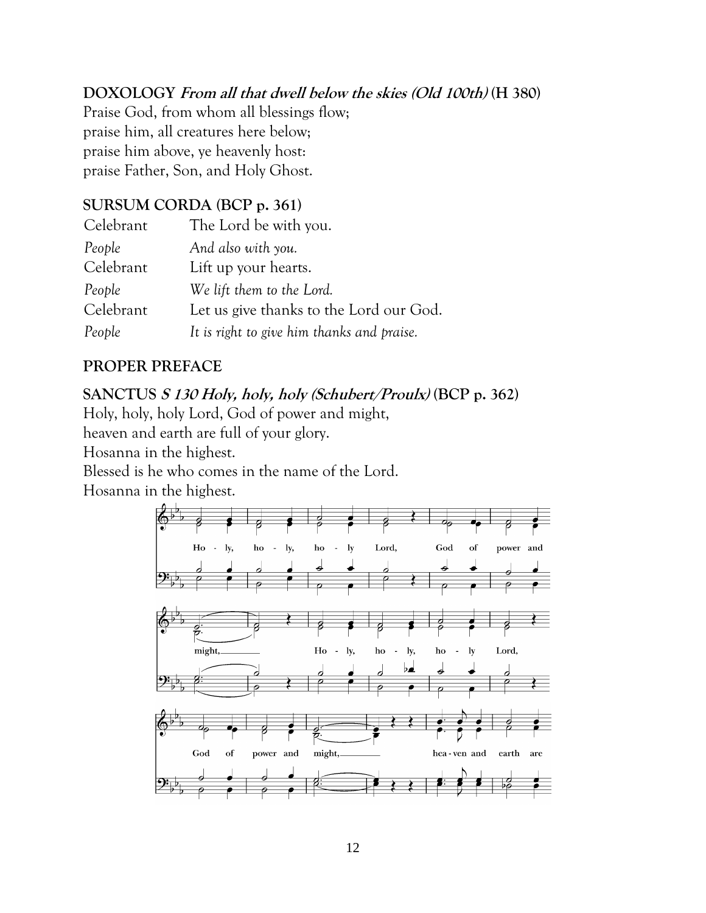**DOXOLOGY** ***From all that dwell below the skies (Old 100th)*** **(H 380)**

Praise God, from whom all blessings flow;
praise him, all creatures here below;
praise him above, ye heavenly host:
praise Father, Son, and Holy Ghost.

**SURSUM CORDA (BCP p. 361)**

| | |
|---|---|
| Celebrant | The Lord be with you. |
| *People* | *And also with you.* |
| Celebrant | Lift up your hearts. |
| *People* | *We lift them to the Lord.* |
| Celebrant | Let us give thanks to the Lord our God. |
| *People* | *It is right to give him thanks and praise.* |

**PROPER PREFACE**

**SANCTUS** ***S 130 Holy, holy, holy (Schubert/Proulx)*** **(BCP p. 362)**

Holy, holy, holy Lord, God of power and might,
heaven and earth are full of your glory.
Hosanna in the highest.
Blessed is he who comes in the name of the Lord.
Hosanna in the highest.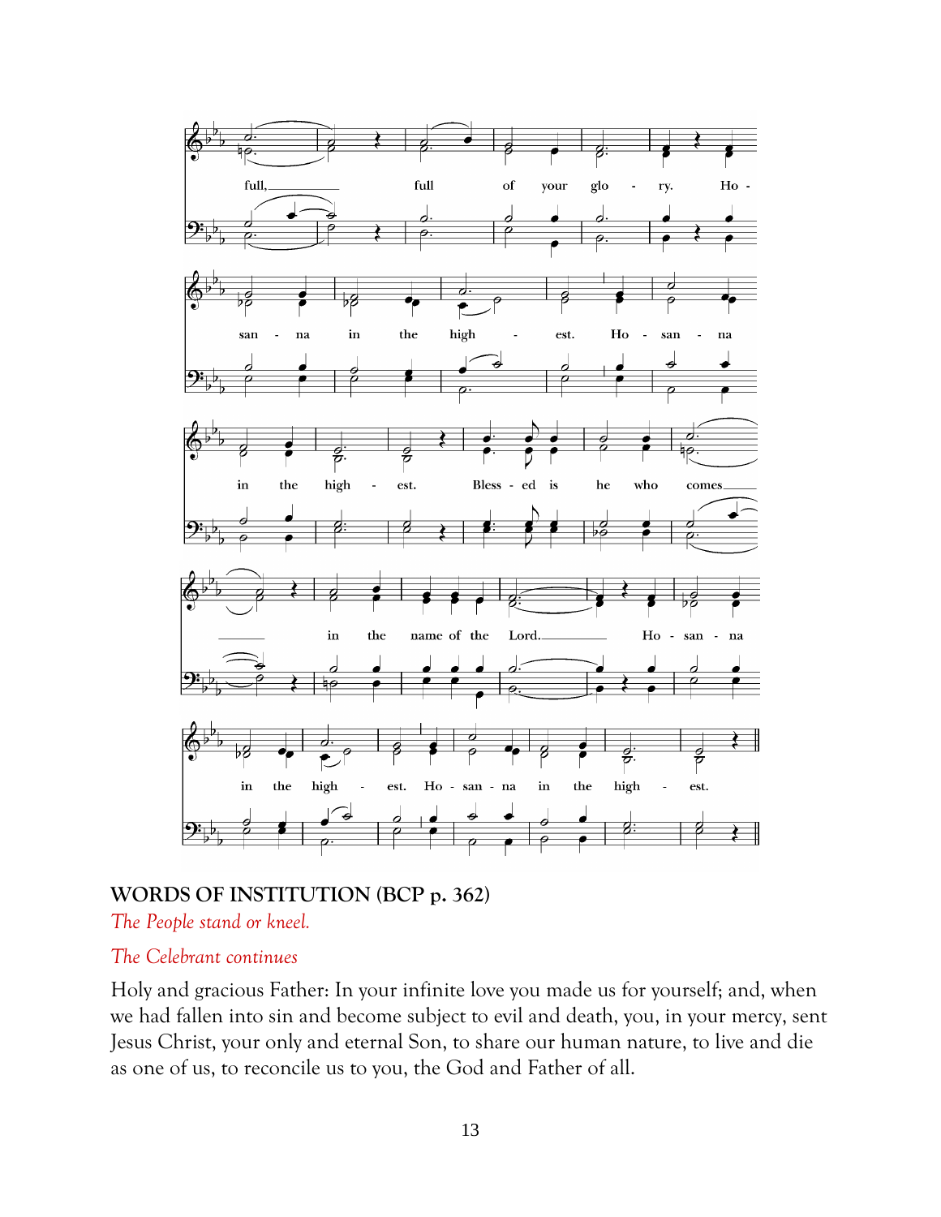## WORDS OF INSTITUTION (BCP p. 362)

*The People stand or kneel.*

*The Celebrant continues*

Holy and gracious Father: In your infinite love you made us for yourself; and, when we had fallen into sin and become subject to evil and death, you, in your mercy, sent Jesus Christ, your only and eternal Son, to share our human nature, to live and die as one of us, to reconcile us to you, the God and Father of all.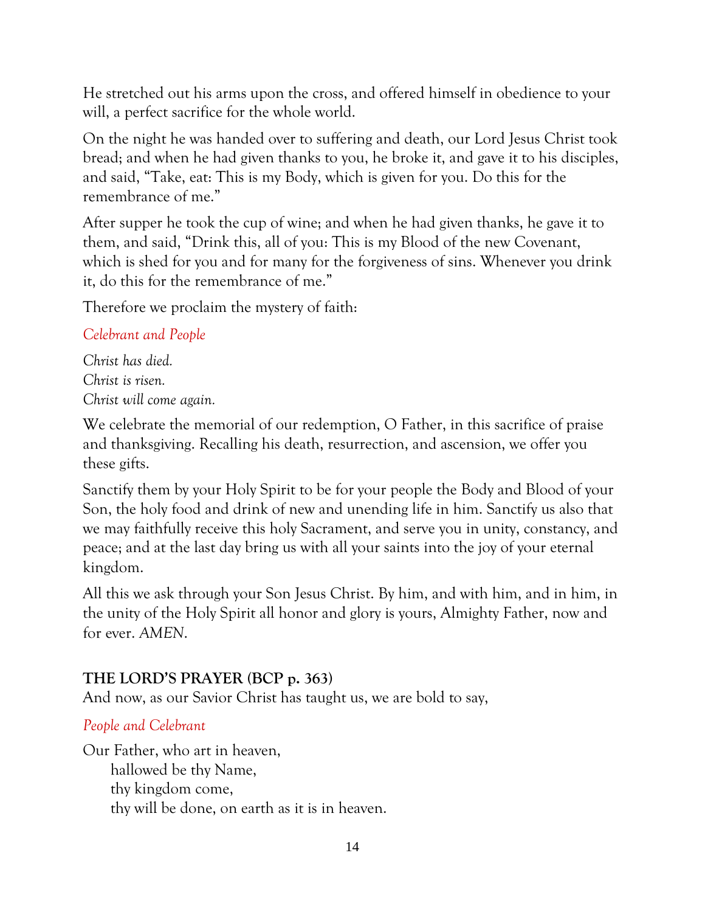He stretched out his arms upon the cross, and offered himself in obedience to your will, a perfect sacrifice for the whole world.

On the night he was handed over to suffering and death, our Lord Jesus Christ took bread; and when he had given thanks to you, he broke it, and gave it to his disciples, and said, "Take, eat: This is my Body, which is given for you. Do this for the remembrance of me."

After supper he took the cup of wine; and when he had given thanks, he gave it to them, and said, "Drink this, all of you: This is my Blood of the new Covenant, which is shed for you and for many for the forgiveness of sins. Whenever you drink it, do this for the remembrance of me."

Therefore we proclaim the mystery of faith:

*Celebrant and People*

*Christ has died.*  
*Christ is risen.*  
*Christ will come again.*

We celebrate the memorial of our redemption, O Father, in this sacrifice of praise and thanksgiving. Recalling his death, resurrection, and ascension, we offer you these gifts.

Sanctify them by your Holy Spirit to be for your people the Body and Blood of your Son, the holy food and drink of new and unending life in him. Sanctify us also that we may faithfully receive this holy Sacrament, and serve you in unity, constancy, and peace; and at the last day bring us with all your saints into the joy of your eternal kingdom.

All this we ask through your Son Jesus Christ. By him, and with him, and in him, in the unity of the Holy Spirit all honor and glory is yours, Almighty Father, now and for ever. *AMEN.*

**THE LORD'S PRAYER (BCP p. 363)**  
And now, as our Savior Christ has taught us, we are bold to say,

*People and Celebrant*

Our Father, who art in heaven,  
hallowed be thy Name,  
thy kingdom come,  
thy will be done, on earth as it is in heaven.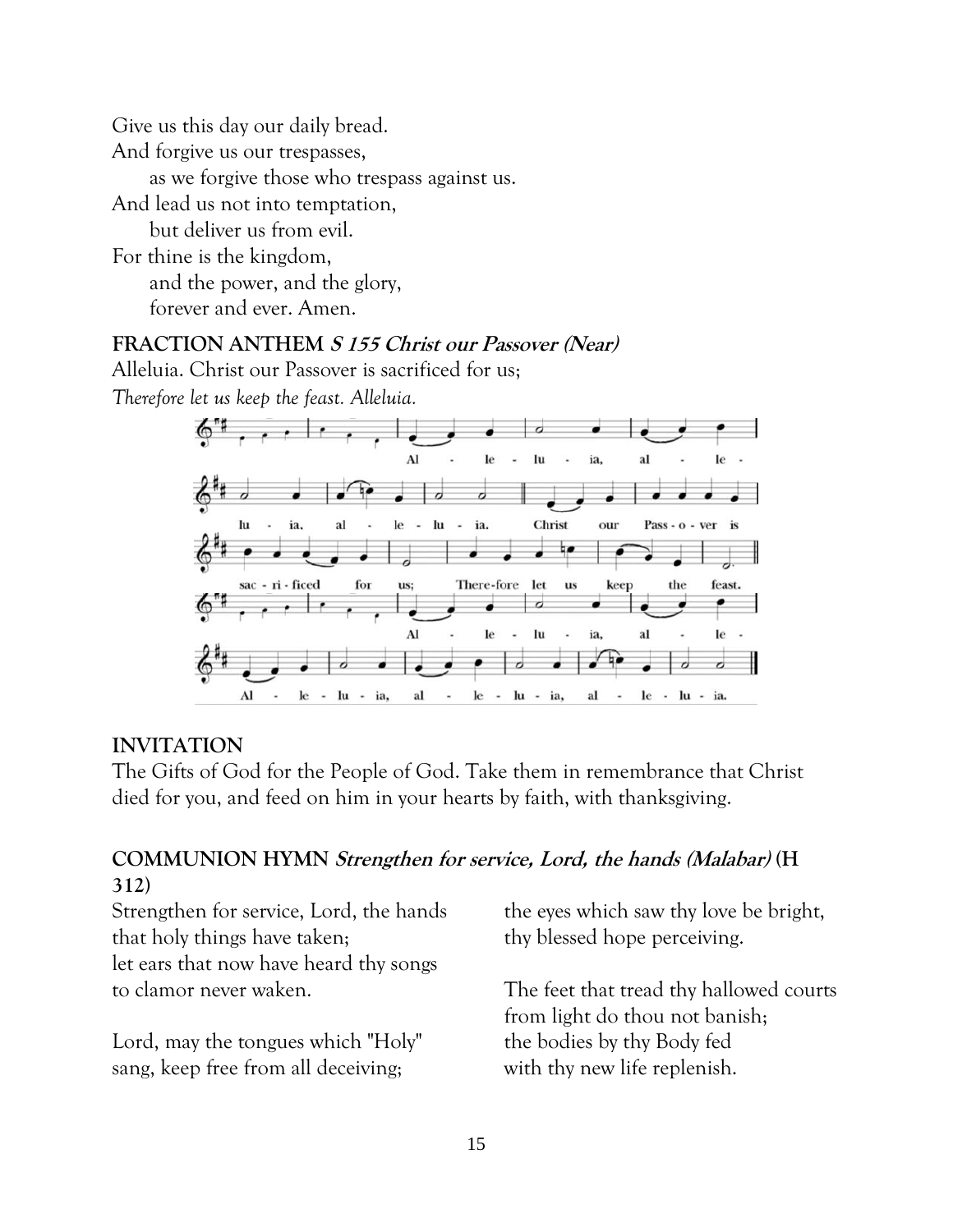Give us this day our daily bread.  
And forgive us our trespasses,  
as we forgive those who trespass against us.  
And lead us not into temptation,  
but deliver us from evil.  
For thine is the kingdom,  
and the power, and the glory,  
forever and ever. Amen.

**FRACTION ANTHEM *S 155 Christ our Passover (Near)***

Alleluia. Christ our Passover is sacrificed for us;  
*Therefore let us keep the feast. Alleluia.*

**INVITATION**

The Gifts of God for the People of God. Take them in remembrance that Christ died for you, and feed on him in your hearts by faith, with thanksgiving.

**COMMUNION HYMN *Strengthen for service, Lord, the hands (Malabar)* (H 312)**

Strengthen for service, Lord, the hands  
that holy things have taken;  
let ears that now have heard thy songs  
to clamor never waken.

Lord, may the tongues which "Holy"  
sang, keep free from all deceiving;  
the eyes which saw thy love be bright,  
thy blessed hope perceiving.

The feet that tread thy hallowed courts  
from light do thou not banish;  
the bodies by thy Body fed  
with thy new life replenish.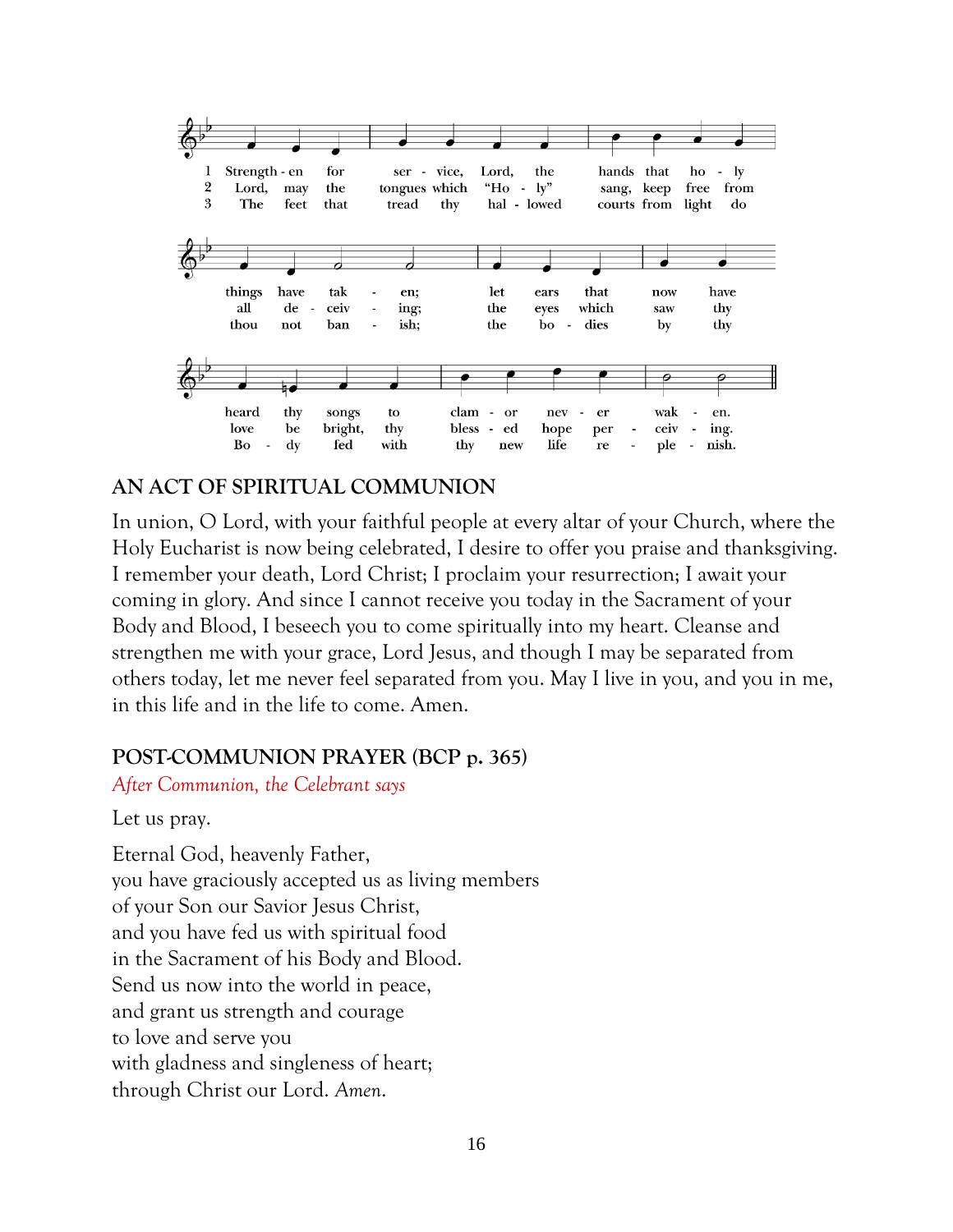1 Strengthen for service, Lord, the hands that holy things have taken; let ears that now have heard thy songs to clamor never waken.

2 Lord, may the tongues which "Holy" sang, keep free from all deceiving; the eyes which saw thy love be bright, thy blessed hope perceiving.

3 The feet that tread thy hallowed courts from light do thou not banish; the bodies by thy Body fed with thy new life replenish.

## AN ACT OF SPIRITUAL COMMUNION

In union, O Lord, with your faithful people at every altar of your Church, where the Holy Eucharist is now being celebrated, I desire to offer you praise and thanksgiving. I remember your death, Lord Christ; I proclaim your resurrection; I await your coming in glory. And since I cannot receive you today in the Sacrament of your Body and Blood, I beseech you to come spiritually into my heart. Cleanse and strengthen me with your grace, Lord Jesus, and though I may be separated from others today, let me never feel separated from you. May I live in you, and you in me, in this life and in the life to come. Amen.

## POST-COMMUNION PRAYER (BCP p. 365)

*After Communion, the Celebrant says*

Let us pray.

Eternal God, heavenly Father,
you have graciously accepted us as living members
of your Son our Savior Jesus Christ,
and you have fed us with spiritual food
in the Sacrament of his Body and Blood.
Send us now into the world in peace,
and grant us strength and courage
to love and serve you
with gladness and singleness of heart;
through Christ our Lord. *Amen.*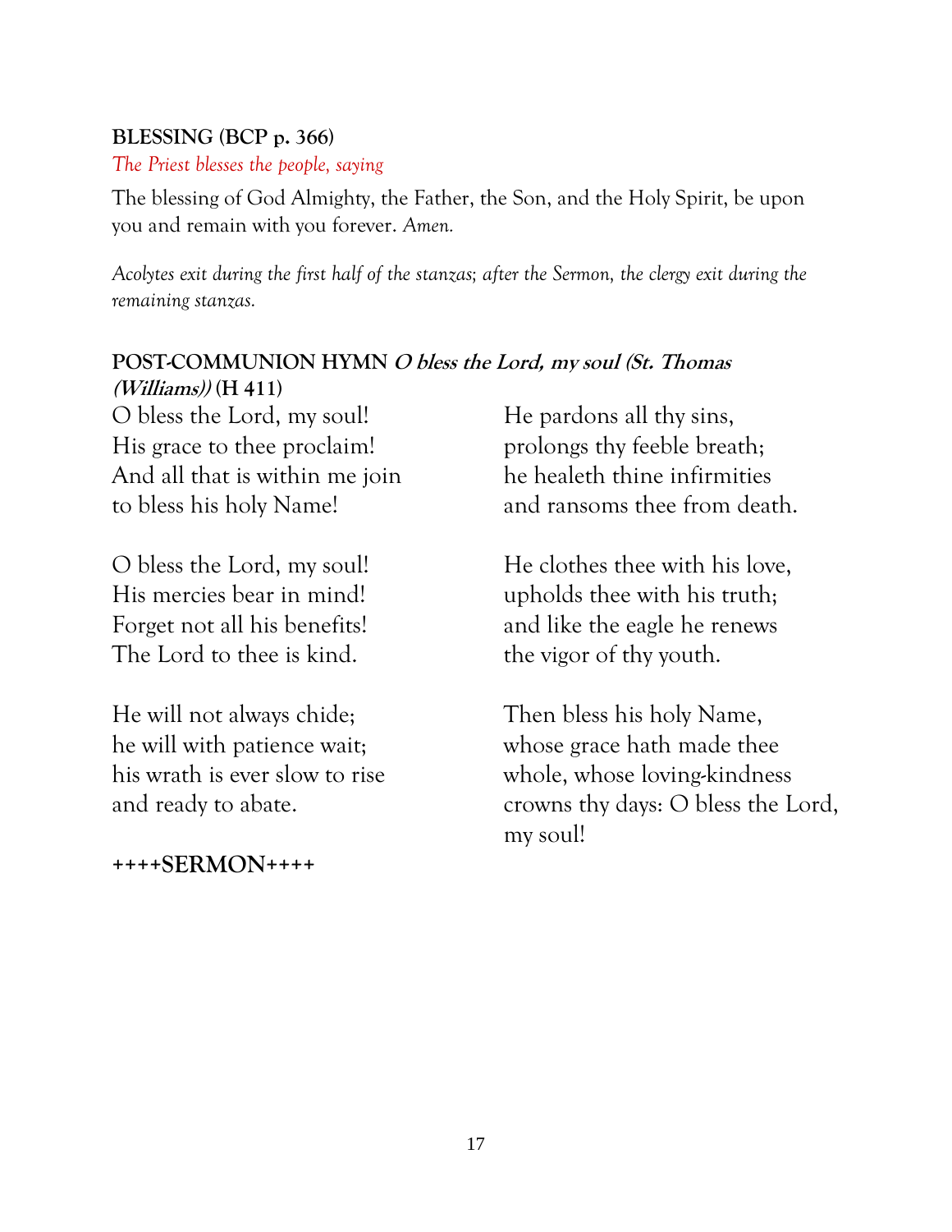**BLESSING (BCP p. 366)**

*The Priest blesses the people, saying*

The blessing of God Almighty, the Father, the Son, and the Holy Spirit, be upon you and remain with you forever. *Amen.*

*Acolytes exit during the first half of the stanzas; after the Sermon, the clergy exit during the remaining stanzas.*

**POST-COMMUNION HYMN *O bless the Lord, my soul (St. Thomas (Williams))* (H 411)**

O bless the Lord, my soul!
His grace to thee proclaim!
And all that is within me join
to bless his holy Name!

O bless the Lord, my soul!
His mercies bear in mind!
Forget not all his benefits!
The Lord to thee is kind.

He will not always chide;
he will with patience wait;
his wrath is ever slow to rise
and ready to abate.

**++++SERMON++++**

He pardons all thy sins,
prolongs thy feeble breath;
he healeth thine infirmities
and ransoms thee from death.

He clothes thee with his love,
upholds thee with his truth;
and like the eagle he renews
the vigor of thy youth.

Then bless his holy Name,
whose grace hath made thee
whole, whose loving-kindness
crowns thy days: O bless the Lord,
my soul!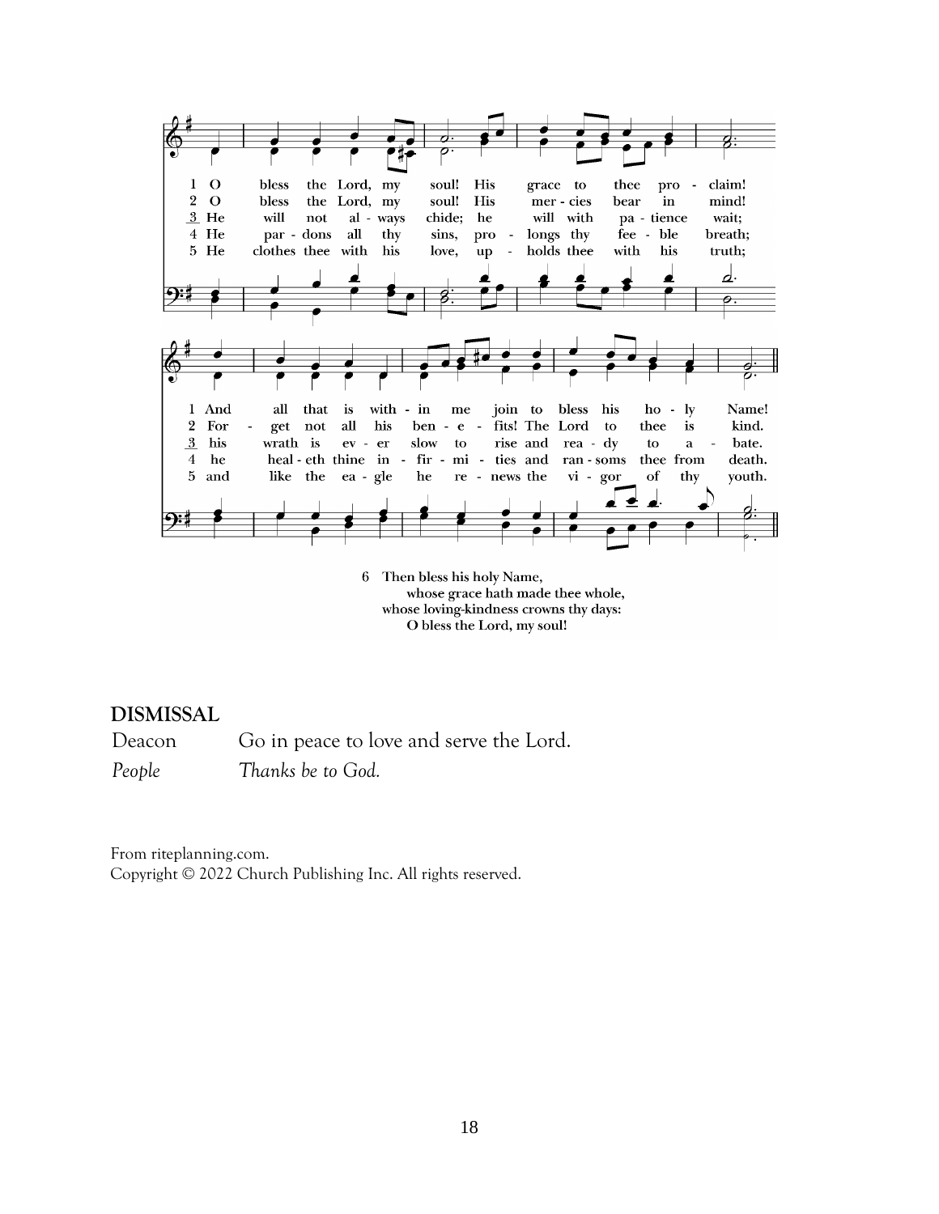1 O bless the Lord, my soul! His grace to thee proclaim!
And all that is within me join to bless his holy Name!

2 O bless the Lord, my soul! His mercies bear in mind!
Forget not all his benefits! The Lord to thee is kind.

3 He will not always chide; he will with patience wait;
his wrath is ever slow to rise and ready to abate.

4 He pardons all thy sins, prolongs thy feeble breath;
he healeth thine infirmities and ransoms thee from death.

5 He clothes thee with his love, upholds thee with his truth;
and like the eagle he renews the vigor of thy youth.

6 Then bless his holy Name,
whose grace hath made thee whole,
whose loving-kindness crowns thy days:
O bless the Lord, my soul!

## DISMISSAL

Deacon Go in peace to love and serve the Lord.

*People* *Thanks be to God.*

From riteplanning.com.
Copyright © 2022 Church Publishing Inc. All rights reserved.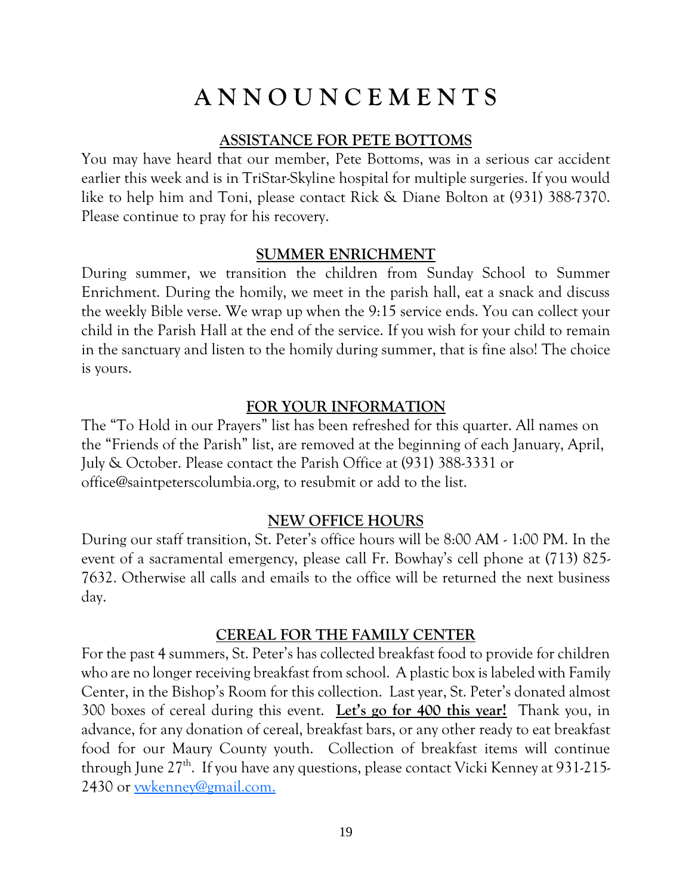# A N N O U N C E M E N T S

## ASSISTANCE FOR PETE BOTTOMS

You may have heard that our member, Pete Bottoms, was in a serious car accident earlier this week and is in TriStar-Skyline hospital for multiple surgeries. If you would like to help him and Toni, please contact Rick & Diane Bolton at (931) 388-7370. Please continue to pray for his recovery.

## SUMMER ENRICHMENT

During summer, we transition the children from Sunday School to Summer Enrichment. During the homily, we meet in the parish hall, eat a snack and discuss the weekly Bible verse. We wrap up when the 9:15 service ends. You can collect your child in the Parish Hall at the end of the service. If you wish for your child to remain in the sanctuary and listen to the homily during summer, that is fine also! The choice is yours.

## FOR YOUR INFORMATION

The "To Hold in our Prayers" list has been refreshed for this quarter. All names on the "Friends of the Parish" list, are removed at the beginning of each January, April, July & October. Please contact the Parish Office at (931) 388-3331 or office@saintpeterscolumbia.org, to resubmit or add to the list.

## NEW OFFICE HOURS

During our staff transition, St. Peter's office hours will be 8:00 AM - 1:00 PM. In the event of a sacramental emergency, please call Fr. Bowhay's cell phone at (713) 825-7632. Otherwise all calls and emails to the office will be returned the next business day.

## CEREAL FOR THE FAMILY CENTER

For the past 4 summers, St. Peter's has collected breakfast food to provide for children who are no longer receiving breakfast from school. A plastic box is labeled with Family Center, in the Bishop's Room for this collection. Last year, St. Peter's donated almost 300 boxes of cereal during this event. **Let's go for 400 this year!** Thank you, in advance, for any donation of cereal, breakfast bars, or any other ready to eat breakfast food for our Maury County youth. Collection of breakfast items will continue through June 27th. If you have any questions, please contact Vicki Kenney at 931-215-2430 or vwkenney@gmail.com.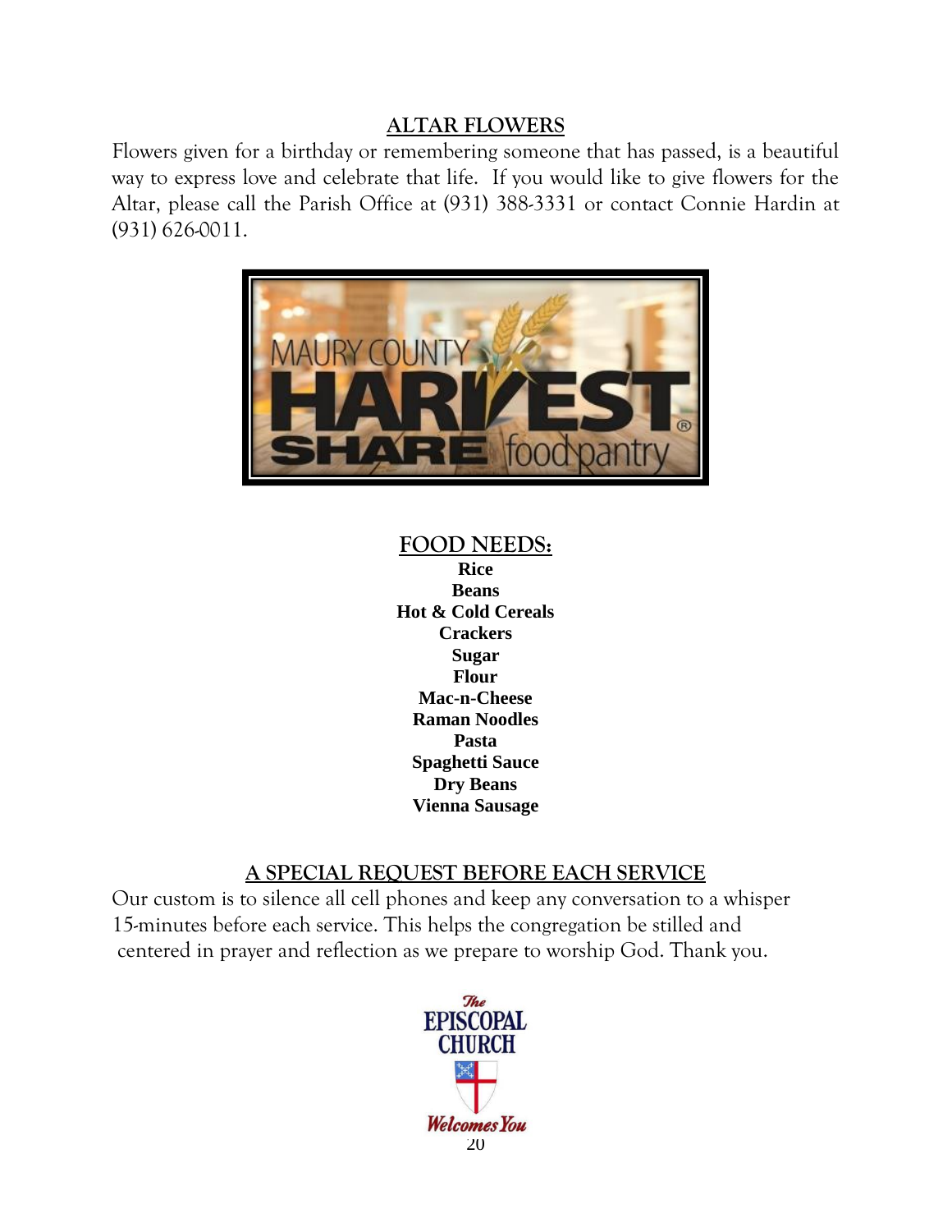## ALTAR FLOWERS

Flowers given for a birthday or remembering someone that has passed, is a beautiful way to express love and celebrate that life. If you would like to give flowers for the Altar, please call the Parish Office at (931) 388-3331 or contact Connie Hardin at (931) 626-0011.

MAURY COUNTY HARVEST SHARE food pantry

## FOOD NEEDS:

**Rice**
**Beans**
**Hot & Cold Cereals**
**Crackers**
**Sugar**
**Flour**
**Mac-n-Cheese**
**Raman Noodles**
**Pasta**
**Spaghetti Sauce**
**Dry Beans**
**Vienna Sausage**

## A SPECIAL REQUEST BEFORE EACH SERVICE

Our custom is to silence all cell phones and keep any conversation to a whisper 15-minutes before each service. This helps the congregation be stilled and centered in prayer and reflection as we prepare to worship God. Thank you.

The Episcopal Church Welcomes You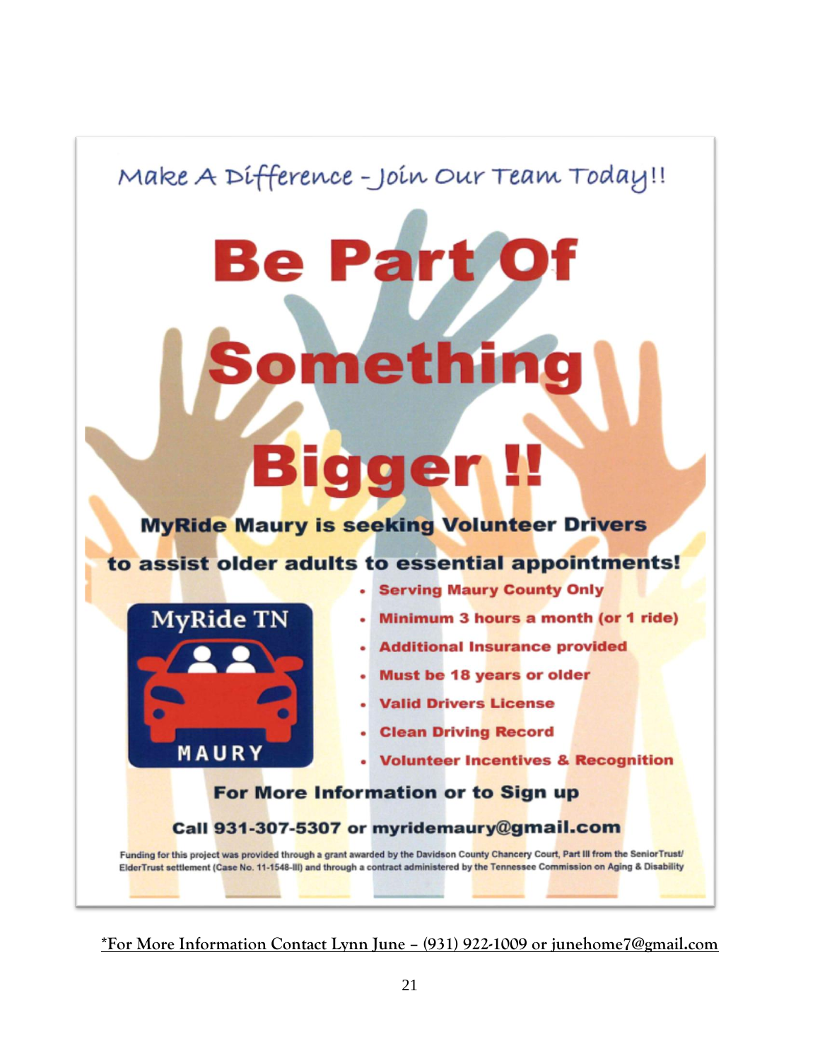Make A Difference - Join Our Team Today!!

# Be Part Of Something Bigger !!

**MyRide Maury is seeking Volunteer Drivers to assist older adults to essential appointments!**

MyRide TN

MAURY

- **Serving Maury County Only**
- **Minimum 3 hours a month (or 1 ride)**
- **Additional Insurance provided**
- **Must be 18 years or older**
- **Valid Drivers License**
- **Clean Driving Record**
- **Volunteer Incentives & Recognition**

**For More Information or to Sign up**

**Call 931-307-5307 or myridemaury@gmail.com**

Funding for this project was provided through a grant awarded by the Davidson County Chancery Court, Part III from the SeniorTrust/ElderTrust settlement (Case No. 11-1548-III) and through a contract administered by the Tennessee Commission on Aging & Disability

**\*For More Information Contact Lynn June – (931) 922-1009 or junehome7@gmail.com**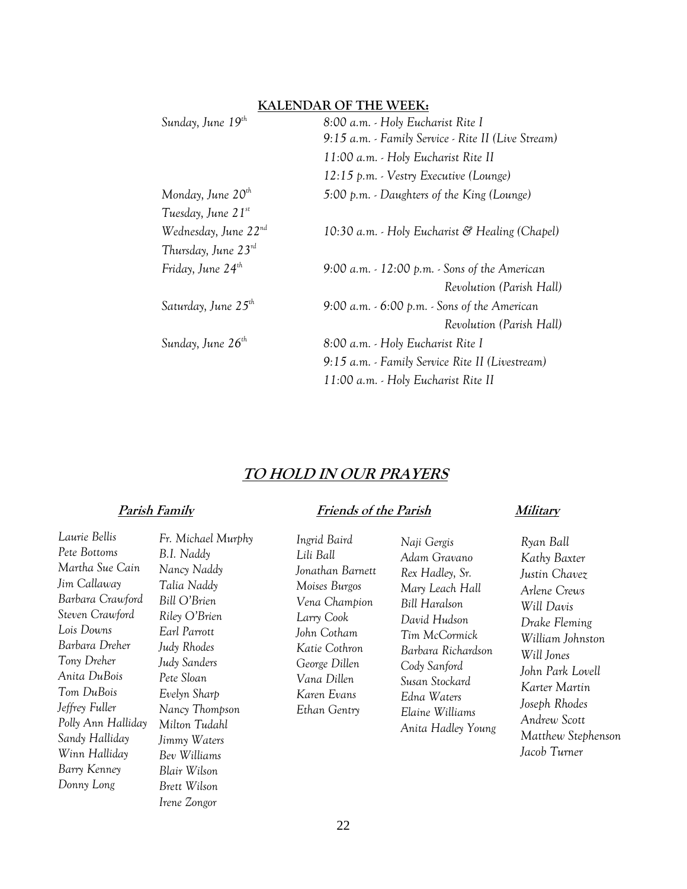## KALENDAR OF THE WEEK:

| | |
|---|---|
| *Sunday, June 19th* | *8:00 a.m. - Holy Eucharist Rite I* |
| | *9:15 a.m. - Family Service - Rite II (Live Stream)* |
| | *11:00 a.m. - Holy Eucharist Rite II* |
| | *12:15 p.m. - Vestry Executive (Lounge)* |
| *Monday, June 20th* | *5:00 p.m. - Daughters of the King (Lounge)* |
| *Tuesday, June 21st* | |
| *Wednesday, June 22nd* | *10:30 a.m. - Holy Eucharist & Healing (Chapel)* |
| *Thursday, June 23rd* | |
| *Friday, June 24th* | *9:00 a.m. - 12:00 p.m. - Sons of the American Revolution (Parish Hall)* |
| *Saturday, June 25th* | *9:00 a.m. - 6:00 p.m. - Sons of the American Revolution (Parish Hall)* |
| *Sunday, June 26th* | *8:00 a.m. - Holy Eucharist Rite I* |
| | *9:15 a.m. - Family Service Rite II (Livestream)* |
| | *11:00 a.m. - Holy Eucharist Rite II* |

## TO HOLD IN OUR PRAYERS

### Parish Family

*Laurie Bellis*
*Pete Bottoms*
*Martha Sue Cain*
*Jim Callaway*
*Barbara Crawford*
*Steven Crawford*
*Lois Downs*
*Barbara Dreher*
*Tony Dreher*
*Anita DuBois*
*Tom DuBois*
*Jeffrey Fuller*
*Polly Ann Halliday*
*Sandy Halliday*
*Winn Halliday*
*Barry Kenney*
*Donny Long*
*Fr. Michael Murphy*
*B.I. Naddy*
*Nancy Naddy*
*Talia Naddy*
*Bill O'Brien*
*Riley O'Brien*
*Earl Parrott*
*Judy Rhodes*
*Judy Sanders*
*Pete Sloan*
*Evelyn Sharp*
*Nancy Thompson*
*Milton Tudahl*
*Jimmy Waters*
*Bev Williams*
*Blair Wilson*
*Brett Wilson*
*Irene Zongor*

### Friends of the Parish

*Ingrid Baird*
*Lili Ball*
*Jonathan Barnett*
*Moises Burgos*
*Vena Champion*
*Larry Cook*
*John Cotham*
*Katie Cothron*
*George Dillen*
*Vana Dillen*
*Karen Evans*
*Ethan Gentry*
*Naji Gergis*
*Adam Gravano*
*Rex Hadley, Sr.*
*Mary Leach Hall*
*Bill Haralson*
*David Hudson*
*Tim McCormick*
*Barbara Richardson*
*Cody Sanford*
*Susan Stockard*
*Edna Waters*
*Elaine Williams*
*Anita Hadley Young*

### Military

*Ryan Ball*
*Kathy Baxter*
*Justin Chavez*
*Arlene Crews*
*Will Davis*
*Drake Fleming*
*William Johnston*
*Will Jones*
*John Park Lovell*
*Karter Martin*
*Joseph Rhodes*
*Andrew Scott*
*Matthew Stephenson*
*Jacob Turner*